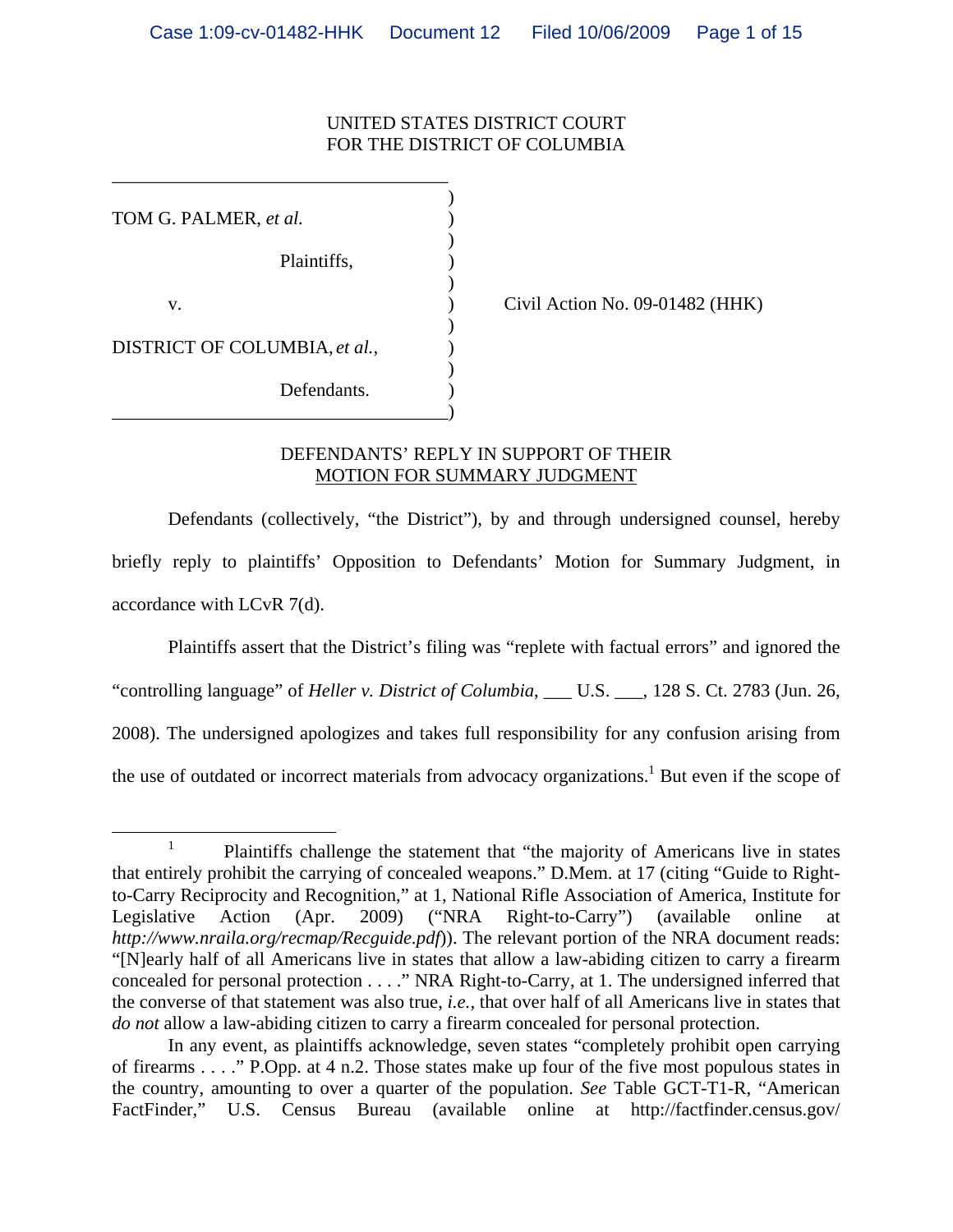UNITED STATES DISTRICT COURT
FOR THE DISTRICT OF COLUMBIA

TOM G. PALMER, *et al.*

Plaintiffs,

v.

DISTRICT OF COLUMBIA, *et al.*,

Defendants.

Civil Action No. 09-01482 (HHK)

## DEFENDANTS' REPLY IN SUPPORT OF THEIR MOTION FOR SUMMARY JUDGMENT

Defendants (collectively, "the District"), by and through undersigned counsel, hereby briefly reply to plaintiffs' Opposition to Defendants' Motion for Summary Judgment, in accordance with LCvR 7(d).

Plaintiffs assert that the District's filing was "replete with factual errors" and ignored the "controlling language" of *Heller v. District of Columbia*, ___ U.S. ___, 128 S. Ct. 2783 (Jun. 26, 2008). The undersigned apologizes and takes full responsibility for any confusion arising from the use of outdated or incorrect materials from advocacy organizations.[1] But even if the scope of

---

[1] Plaintiffs challenge the statement that "the majority of Americans live in states that entirely prohibit the carrying of concealed weapons." D.Mem. at 17 (citing "Guide to Right-to-Carry Reciprocity and Recognition," at 1, National Rifle Association of America, Institute for Legislative Action (Apr. 2009) ("NRA Right-to-Carry") (available online at *http://www.nraila.org/recmap/Recguide.pdf*)). The relevant portion of the NRA document reads: "[N]early half of all Americans live in states that allow a law-abiding citizen to carry a firearm concealed for personal protection . . . ." NRA Right-to-Carry, at 1. The undersigned inferred that the converse of that statement was also true, *i.e.*, that over half of all Americans live in states that *do not* allow a law-abiding citizen to carry a firearm concealed for personal protection.

In any event, as plaintiffs acknowledge, seven states "completely prohibit open carrying of firearms . . . ." P.Opp. at 4 n.2. Those states make up four of the five most populous states in the country, amounting to over a quarter of the population. *See* Table GCT-T1-R, "American FactFinder," U.S. Census Bureau (available online at http://factfinder.census.gov/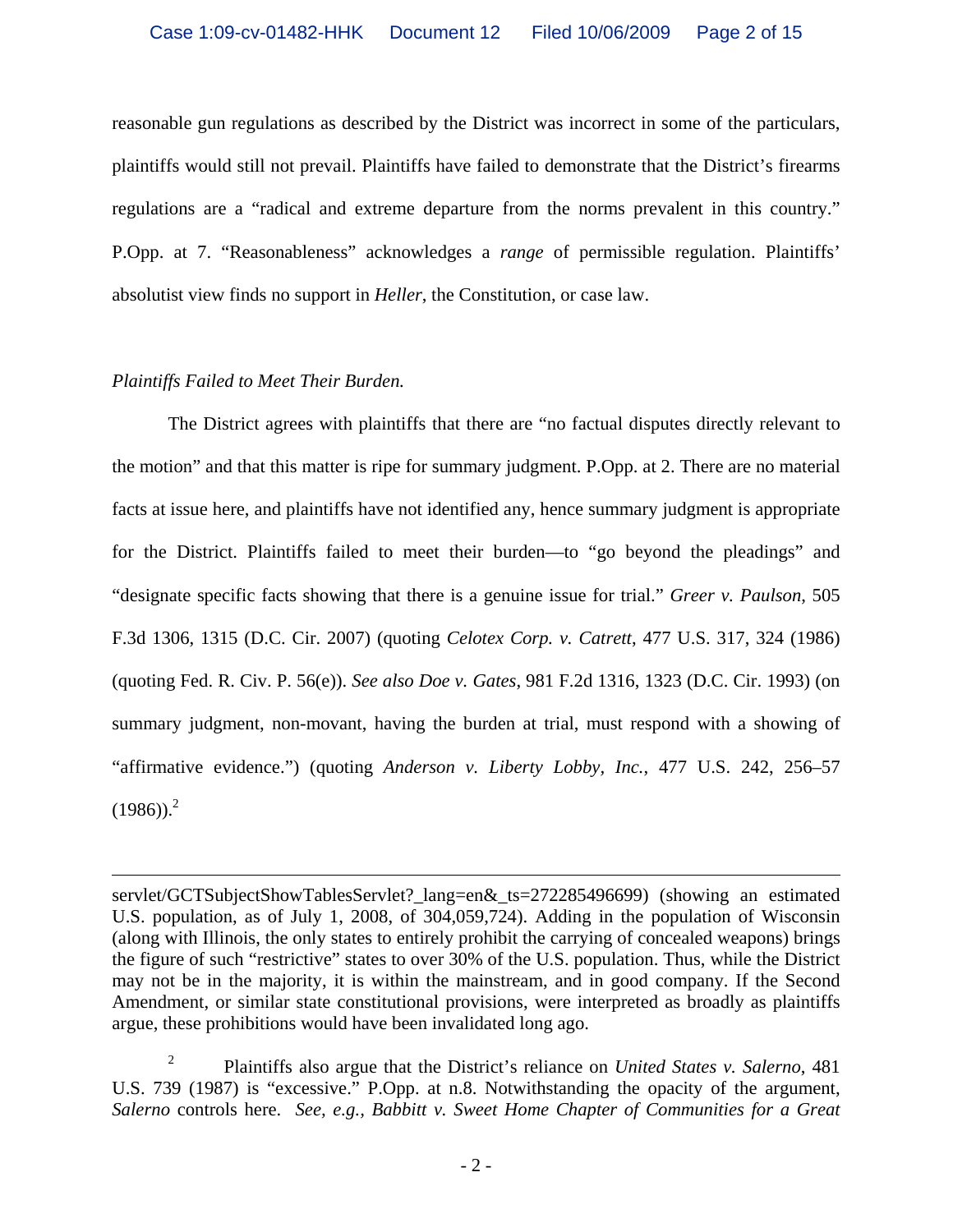reasonable gun regulations as described by the District was incorrect in some of the particulars, plaintiffs would still not prevail. Plaintiffs have failed to demonstrate that the District's firearms regulations are a "radical and extreme departure from the norms prevalent in this country." P.Opp. at 7. "Reasonableness" acknowledges a *range* of permissible regulation. Plaintiffs' absolutist view finds no support in *Heller*, the Constitution, or case law.

*Plaintiffs Failed to Meet Their Burden.*

The District agrees with plaintiffs that there are "no factual disputes directly relevant to the motion" and that this matter is ripe for summary judgment. P.Opp. at 2. There are no material facts at issue here, and plaintiffs have not identified any, hence summary judgment is appropriate for the District. Plaintiffs failed to meet their burden—to "go beyond the pleadings" and "designate specific facts showing that there is a genuine issue for trial." *Greer v. Paulson*, 505 F.3d 1306, 1315 (D.C. Cir. 2007) (quoting *Celotex Corp. v. Catrett*, 477 U.S. 317, 324 (1986) (quoting Fed. R. Civ. P. 56(e)). *See also Doe v. Gates*, 981 F.2d 1316, 1323 (D.C. Cir. 1993) (on summary judgment, non-movant, having the burden at trial, must respond with a showing of "affirmative evidence.") (quoting *Anderson v. Liberty Lobby, Inc.*, 477 U.S. 242, 256–57 (1986)).[2]

---

servlet/GCTSubjectShowTablesServlet?_lang=en&_ts=272285496699) (showing an estimated U.S. population, as of July 1, 2008, of 304,059,724). Adding in the population of Wisconsin (along with Illinois, the only states to entirely prohibit the carrying of concealed weapons) brings the figure of such "restrictive" states to over 30% of the U.S. population. Thus, while the District may not be in the majority, it is within the mainstream, and in good company. If the Second Amendment, or similar state constitutional provisions, were interpreted as broadly as plaintiffs argue, these prohibitions would have been invalidated long ago.

[2] Plaintiffs also argue that the District's reliance on *United States v. Salerno*, 481 U.S. 739 (1987) is "excessive." P.Opp. at n.8. Notwithstanding the opacity of the argument, *Salerno* controls here. *See, e.g., Babbitt v. Sweet Home Chapter of Communities for a Great*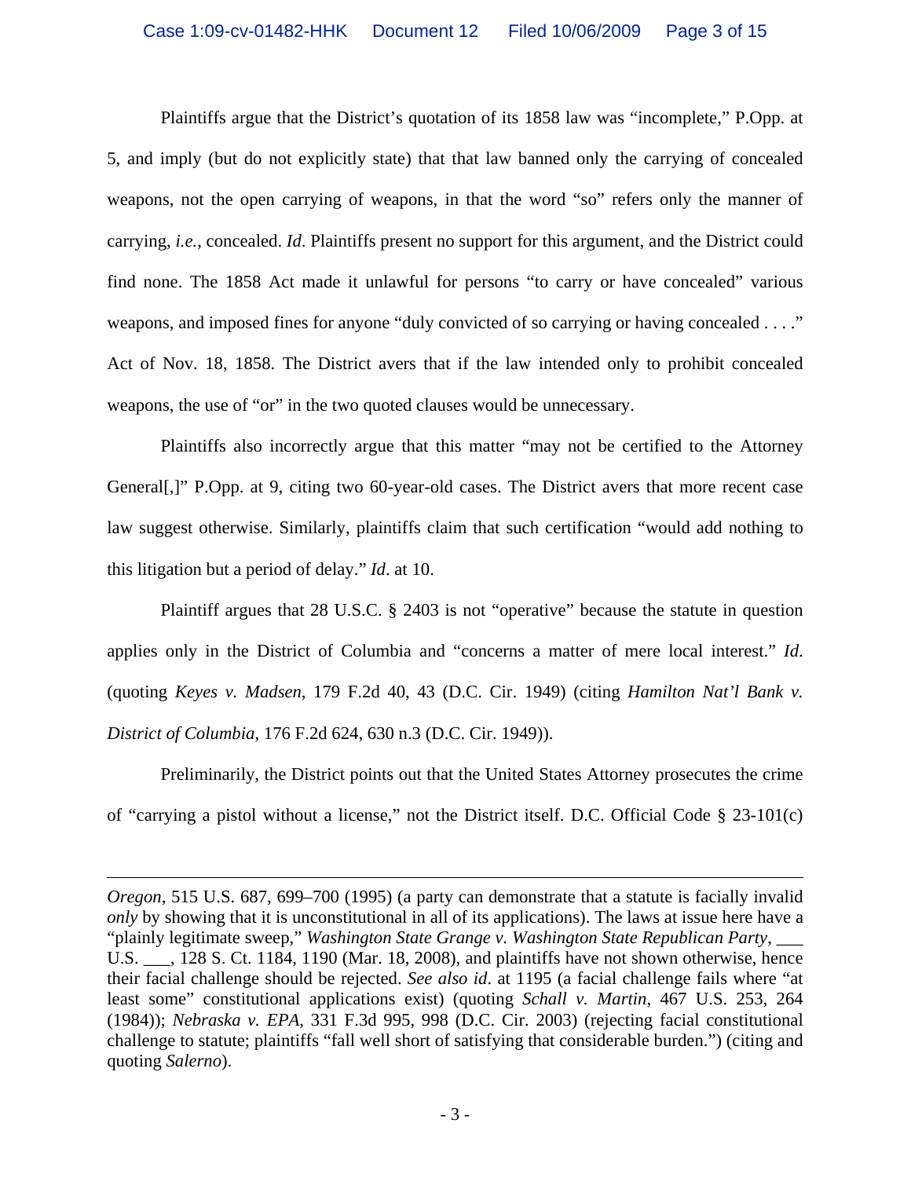Plaintiffs argue that the District's quotation of its 1858 law was "incomplete," P.Opp. at 5, and imply (but do not explicitly state) that that law banned only the carrying of concealed weapons, not the open carrying of weapons, in that the word "so" refers only the manner of carrying, *i.e.*, concealed. *Id*. Plaintiffs present no support for this argument, and the District could find none. The 1858 Act made it unlawful for persons "to carry or have concealed" various weapons, and imposed fines for anyone "duly convicted of so carrying or having concealed . . . ." Act of Nov. 18, 1858. The District avers that if the law intended only to prohibit concealed weapons, the use of "or" in the two quoted clauses would be unnecessary.

Plaintiffs also incorrectly argue that this matter "may not be certified to the Attorney General[,]" P.Opp. at 9, citing two 60-year-old cases. The District avers that more recent case law suggest otherwise. Similarly, plaintiffs claim that such certification "would add nothing to this litigation but a period of delay." *Id*. at 10.

Plaintiff argues that 28 U.S.C. § 2403 is not "operative" because the statute in question applies only in the District of Columbia and "concerns a matter of mere local interest." *Id*. (quoting *Keyes v. Madsen*, 179 F.2d 40, 43 (D.C. Cir. 1949) (citing *Hamilton Nat'l Bank v. District of Columbia*, 176 F.2d 624, 630 n.3 (D.C. Cir. 1949)).

Preliminarily, the District points out that the United States Attorney prosecutes the crime of "carrying a pistol without a license," not the District itself. D.C. Official Code § 23-101(c)

---

*Oregon*, 515 U.S. 687, 699–700 (1995) (a party can demonstrate that a statute is facially invalid *only* by showing that it is unconstitutional in all of its applications). The laws at issue here have a "plainly legitimate sweep," *Washington State Grange v. Washington State Republican Party*, ___ U.S. ___, 128 S. Ct. 1184, 1190 (Mar. 18, 2008), and plaintiffs have not shown otherwise, hence their facial challenge should be rejected. *See also id*. at 1195 (a facial challenge fails where "at least some" constitutional applications exist) (quoting *Schall v. Martin*, 467 U.S. 253, 264 (1984)); *Nebraska v. EPA*, 331 F.3d 995, 998 (D.C. Cir. 2003) (rejecting facial constitutional challenge to statute; plaintiffs "fall well short of satisfying that considerable burden.") (citing and quoting *Salerno*).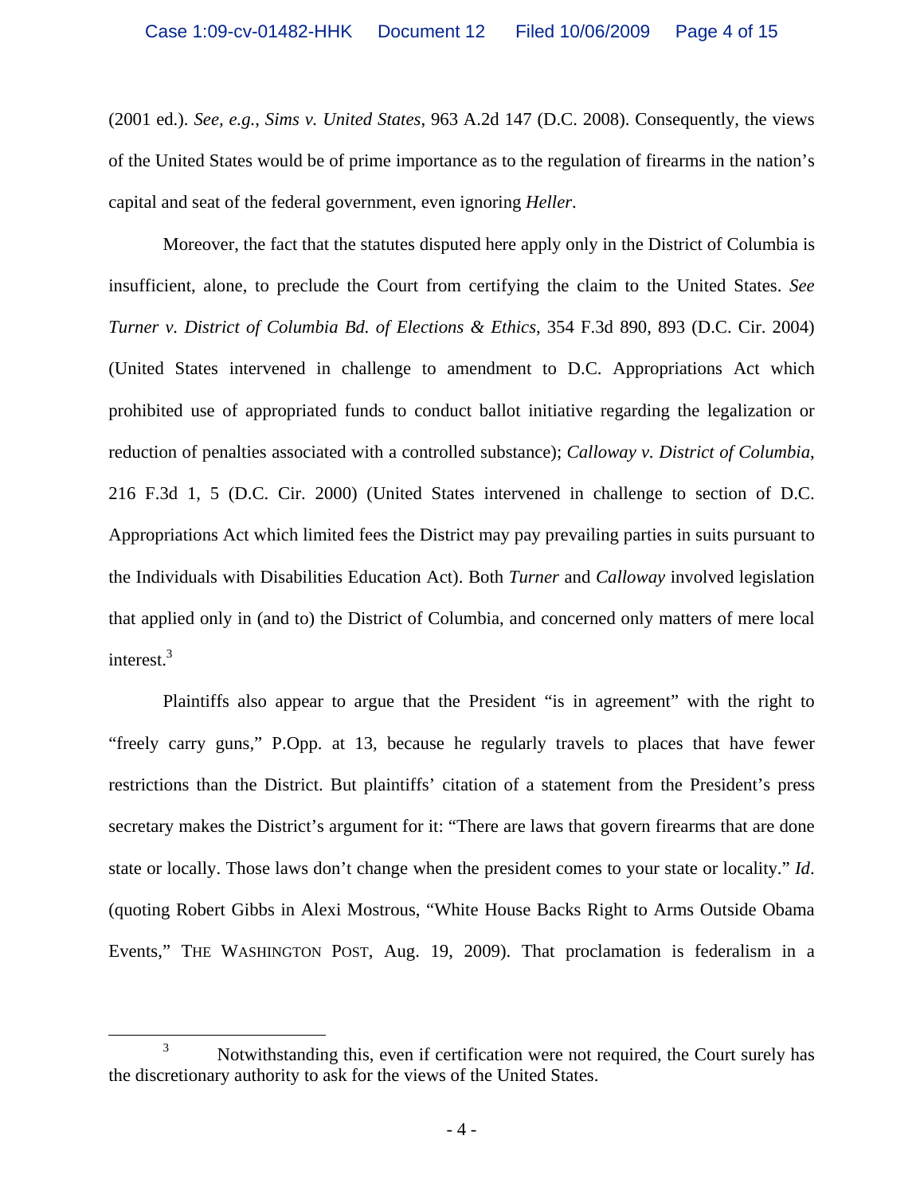(2001 ed.). *See, e.g.*, *Sims v. United States*, 963 A.2d 147 (D.C. 2008). Consequently, the views of the United States would be of prime importance as to the regulation of firearms in the nation's capital and seat of the federal government, even ignoring *Heller*.

Moreover, the fact that the statutes disputed here apply only in the District of Columbia is insufficient, alone, to preclude the Court from certifying the claim to the United States. *See Turner v. District of Columbia Bd. of Elections & Ethics*, 354 F.3d 890, 893 (D.C. Cir. 2004) (United States intervened in challenge to amendment to D.C. Appropriations Act which prohibited use of appropriated funds to conduct ballot initiative regarding the legalization or reduction of penalties associated with a controlled substance); *Calloway v. District of Columbia*, 216 F.3d 1, 5 (D.C. Cir. 2000) (United States intervened in challenge to section of D.C. Appropriations Act which limited fees the District may pay prevailing parties in suits pursuant to the Individuals with Disabilities Education Act). Both *Turner* and *Calloway* involved legislation that applied only in (and to) the District of Columbia, and concerned only matters of mere local interest.[3]

Plaintiffs also appear to argue that the President "is in agreement" with the right to "freely carry guns," P.Opp. at 13, because he regularly travels to places that have fewer restrictions than the District. But plaintiffs' citation of a statement from the President's press secretary makes the District's argument for it: "There are laws that govern firearms that are done state or locally. Those laws don't change when the president comes to your state or locality." *Id*. (quoting Robert Gibbs in Alexi Mostrous, "White House Backs Right to Arms Outside Obama Events," THE WASHINGTON POST, Aug. 19, 2009). That proclamation is federalism in a

---

[3] Notwithstanding this, even if certification were not required, the Court surely has the discretionary authority to ask for the views of the United States.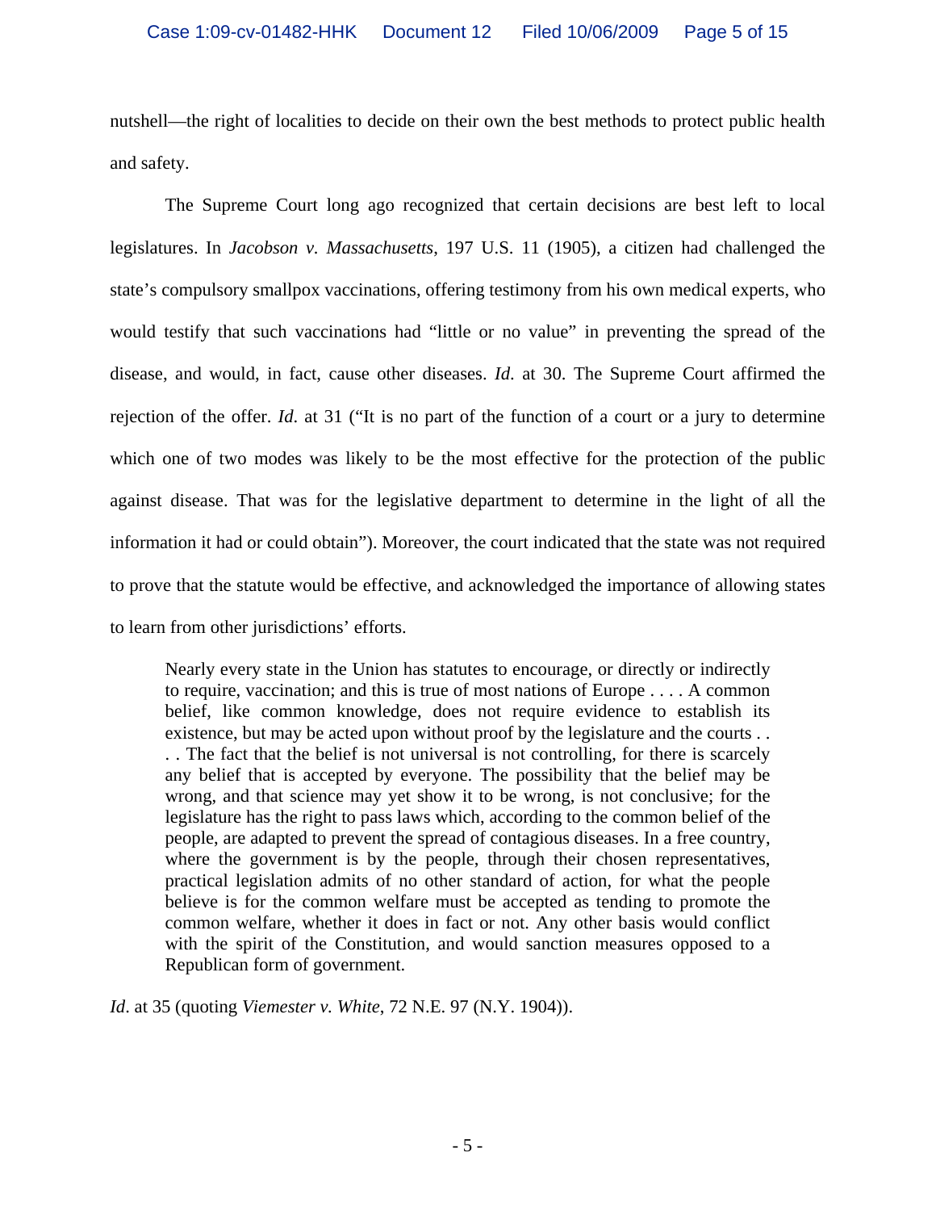nutshell—the right of localities to decide on their own the best methods to protect public health and safety.

The Supreme Court long ago recognized that certain decisions are best left to local legislatures. In *Jacobson v. Massachusetts*, 197 U.S. 11 (1905), a citizen had challenged the state's compulsory smallpox vaccinations, offering testimony from his own medical experts, who would testify that such vaccinations had "little or no value" in preventing the spread of the disease, and would, in fact, cause other diseases. *Id.* at 30. The Supreme Court affirmed the rejection of the offer. *Id.* at 31 ("It is no part of the function of a court or a jury to determine which one of two modes was likely to be the most effective for the protection of the public against disease. That was for the legislative department to determine in the light of all the information it had or could obtain"). Moreover, the court indicated that the state was not required to prove that the statute would be effective, and acknowledged the importance of allowing states to learn from other jurisdictions' efforts.

> Nearly every state in the Union has statutes to encourage, or directly or indirectly to require, vaccination; and this is true of most nations of Europe . . . . A common belief, like common knowledge, does not require evidence to establish its existence, but may be acted upon without proof by the legislature and the courts . . . . The fact that the belief is not universal is not controlling, for there is scarcely any belief that is accepted by everyone. The possibility that the belief may be wrong, and that science may yet show it to be wrong, is not conclusive; for the legislature has the right to pass laws which, according to the common belief of the people, are adapted to prevent the spread of contagious diseases. In a free country, where the government is by the people, through their chosen representatives, practical legislation admits of no other standard of action, for what the people believe is for the common welfare must be accepted as tending to promote the common welfare, whether it does in fact or not. Any other basis would conflict with the spirit of the Constitution, and would sanction measures opposed to a Republican form of government.

*Id.* at 35 (quoting *Viemester v. White*, 72 N.E. 97 (N.Y. 1904)).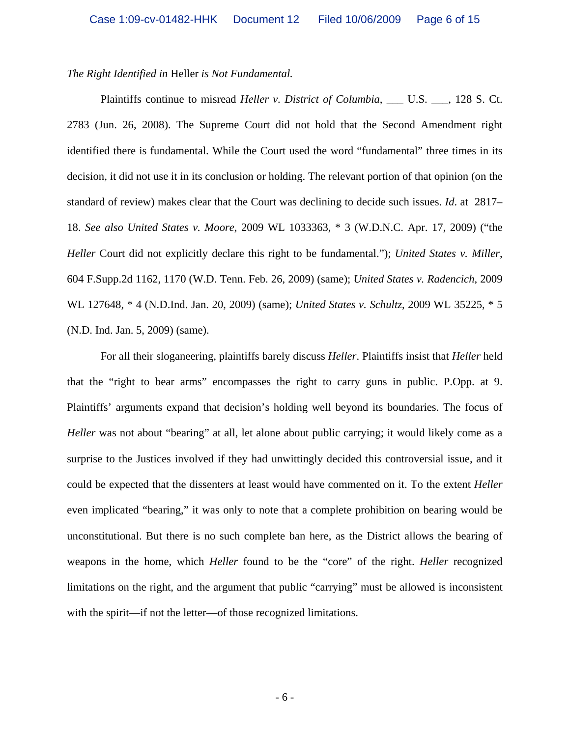*The Right Identified in* Heller *is Not Fundamental.*

Plaintiffs continue to misread *Heller v. District of Columbia*, ___ U.S. ___, 128 S. Ct. 2783 (Jun. 26, 2008). The Supreme Court did not hold that the Second Amendment right identified there is fundamental. While the Court used the word "fundamental" three times in its decision, it did not use it in its conclusion or holding. The relevant portion of that opinion (on the standard of review) makes clear that the Court was declining to decide such issues. *Id*. at 2817–18. *See also United States v. Moore*, 2009 WL 1033363, * 3 (W.D.N.C. Apr. 17, 2009) ("the *Heller* Court did not explicitly declare this right to be fundamental."); *United States v. Miller*, 604 F.Supp.2d 1162, 1170 (W.D. Tenn. Feb. 26, 2009) (same); *United States v. Radencich*, 2009 WL 127648, * 4 (N.D.Ind. Jan. 20, 2009) (same); *United States v. Schultz*, 2009 WL 35225, * 5 (N.D. Ind. Jan. 5, 2009) (same).

For all their sloganeering, plaintiffs barely discuss *Heller*. Plaintiffs insist that *Heller* held that the "right to bear arms" encompasses the right to carry guns in public. P.Opp. at 9. Plaintiffs' arguments expand that decision's holding well beyond its boundaries. The focus of *Heller* was not about "bearing" at all, let alone about public carrying; it would likely come as a surprise to the Justices involved if they had unwittingly decided this controversial issue, and it could be expected that the dissenters at least would have commented on it. To the extent *Heller* even implicated "bearing," it was only to note that a complete prohibition on bearing would be unconstitutional. But there is no such complete ban here, as the District allows the bearing of weapons in the home, which *Heller* found to be the "core" of the right. *Heller* recognized limitations on the right, and the argument that public "carrying" must be allowed is inconsistent with the spirit—if not the letter—of those recognized limitations.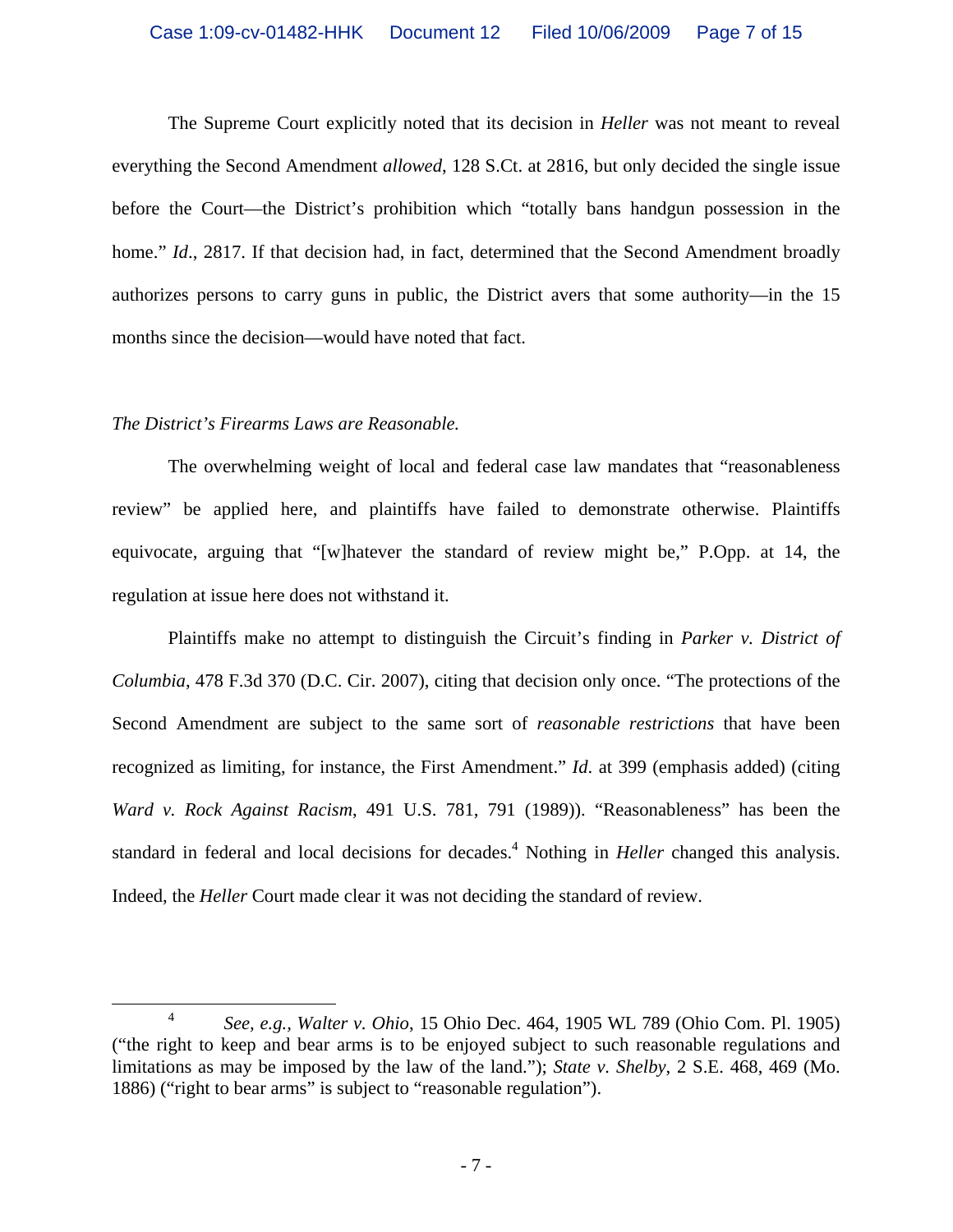The Supreme Court explicitly noted that its decision in *Heller* was not meant to reveal everything the Second Amendment *allowed*, 128 S.Ct. at 2816, but only decided the single issue before the Court—the District's prohibition which "totally bans handgun possession in the home." *Id*., 2817. If that decision had, in fact, determined that the Second Amendment broadly authorizes persons to carry guns in public, the District avers that some authority—in the 15 months since the decision—would have noted that fact.

*The District's Firearms Laws are Reasonable.*

The overwhelming weight of local and federal case law mandates that "reasonableness review" be applied here, and plaintiffs have failed to demonstrate otherwise. Plaintiffs equivocate, arguing that "[w]hatever the standard of review might be," P.Opp. at 14, the regulation at issue here does not withstand it.

Plaintiffs make no attempt to distinguish the Circuit's finding in *Parker v. District of Columbia*, 478 F.3d 370 (D.C. Cir. 2007), citing that decision only once. "The protections of the Second Amendment are subject to the same sort of *reasonable restrictions* that have been recognized as limiting, for instance, the First Amendment." *Id.* at 399 (emphasis added) (citing *Ward v. Rock Against Racism*, 491 U.S. 781, 791 (1989)). "Reasonableness" has been the standard in federal and local decisions for decades.[4] Nothing in *Heller* changed this analysis. Indeed, the *Heller* Court made clear it was not deciding the standard of review.

---

[4] *See, e.g., Walter v. Ohio*, 15 Ohio Dec. 464, 1905 WL 789 (Ohio Com. Pl. 1905) ("the right to keep and bear arms is to be enjoyed subject to such reasonable regulations and limitations as may be imposed by the law of the land."); *State v. Shelby*, 2 S.E. 468, 469 (Mo. 1886) ("right to bear arms" is subject to "reasonable regulation").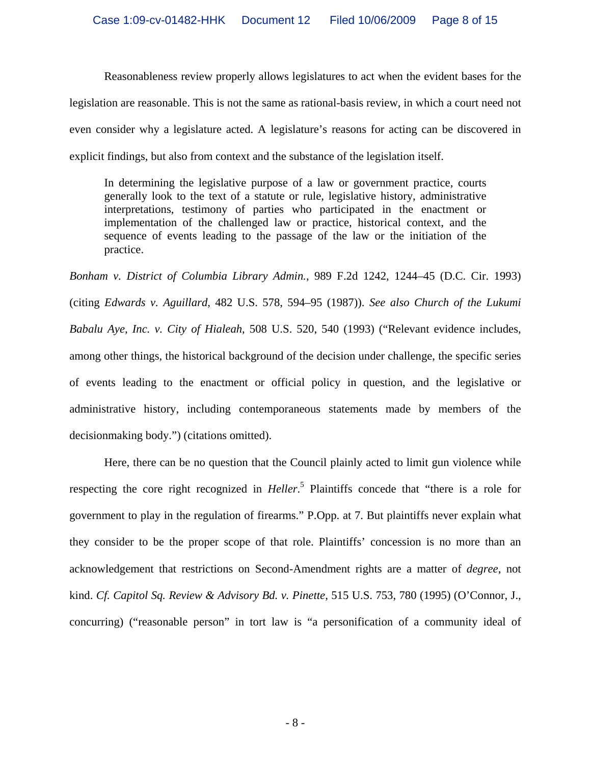Reasonableness review properly allows legislatures to act when the evident bases for the legislation are reasonable. This is not the same as rational-basis review, in which a court need not even consider why a legislature acted. A legislature's reasons for acting can be discovered in explicit findings, but also from context and the substance of the legislation itself.

> In determining the legislative purpose of a law or government practice, courts generally look to the text of a statute or rule, legislative history, administrative interpretations, testimony of parties who participated in the enactment or implementation of the challenged law or practice, historical context, and the sequence of events leading to the passage of the law or the initiation of the practice.

*Bonham v. District of Columbia Library Admin.*, 989 F.2d 1242, 1244–45 (D.C. Cir. 1993) (citing *Edwards v. Aguillard*, 482 U.S. 578, 594–95 (1987)). *See also Church of the Lukumi Babalu Aye, Inc. v. City of Hialeah*, 508 U.S. 520, 540 (1993) ("Relevant evidence includes, among other things, the historical background of the decision under challenge, the specific series of events leading to the enactment or official policy in question, and the legislative or administrative history, including contemporaneous statements made by members of the decisionmaking body.") (citations omitted).

Here, there can be no question that the Council plainly acted to limit gun violence while respecting the core right recognized in *Heller*.[5] Plaintiffs concede that "there is a role for government to play in the regulation of firearms." P.Opp. at 7. But plaintiffs never explain what they consider to be the proper scope of that role. Plaintiffs' concession is no more than an acknowledgement that restrictions on Second-Amendment rights are a matter of *degree*, not kind. *Cf. Capitol Sq. Review & Advisory Bd. v. Pinette*, 515 U.S. 753, 780 (1995) (O'Connor, J., concurring) ("reasonable person" in tort law is "a personification of a community ideal of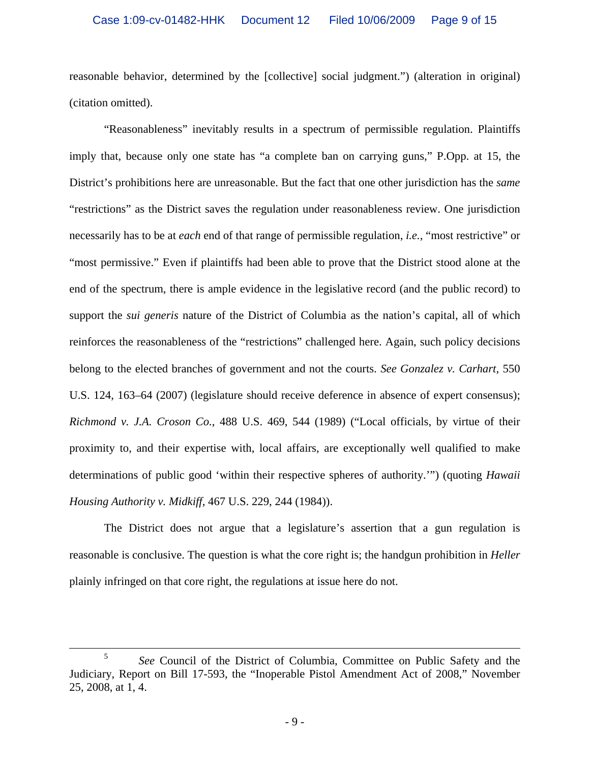reasonable behavior, determined by the [collective] social judgment.") (alteration in original) (citation omitted).

"Reasonableness" inevitably results in a spectrum of permissible regulation. Plaintiffs imply that, because only one state has "a complete ban on carrying guns," P.Opp. at 15, the District's prohibitions here are unreasonable. But the fact that one other jurisdiction has the *same* "restrictions" as the District saves the regulation under reasonableness review. One jurisdiction necessarily has to be at *each* end of that range of permissible regulation, *i.e.*, "most restrictive" or "most permissive." Even if plaintiffs had been able to prove that the District stood alone at the end of the spectrum, there is ample evidence in the legislative record (and the public record) to support the *sui generis* nature of the District of Columbia as the nation's capital, all of which reinforces the reasonableness of the "restrictions" challenged here. Again, such policy decisions belong to the elected branches of government and not the courts. *See Gonzalez v. Carhart*, 550 U.S. 124, 163–64 (2007) (legislature should receive deference in absence of expert consensus); *Richmond v. J.A. Croson Co.*, 488 U.S. 469, 544 (1989) ("Local officials, by virtue of their proximity to, and their expertise with, local affairs, are exceptionally well qualified to make determinations of public good 'within their respective spheres of authority.'") (quoting *Hawaii Housing Authority v. Midkiff*, 467 U.S. 229, 244 (1984)).

The District does not argue that a legislature's assertion that a gun regulation is reasonable is conclusive. The question is what the core right is; the handgun prohibition in *Heller* plainly infringed on that core right, the regulations at issue here do not.

---

[5] *See* Council of the District of Columbia, Committee on Public Safety and the Judiciary, Report on Bill 17-593, the "Inoperable Pistol Amendment Act of 2008," November 25, 2008, at 1, 4.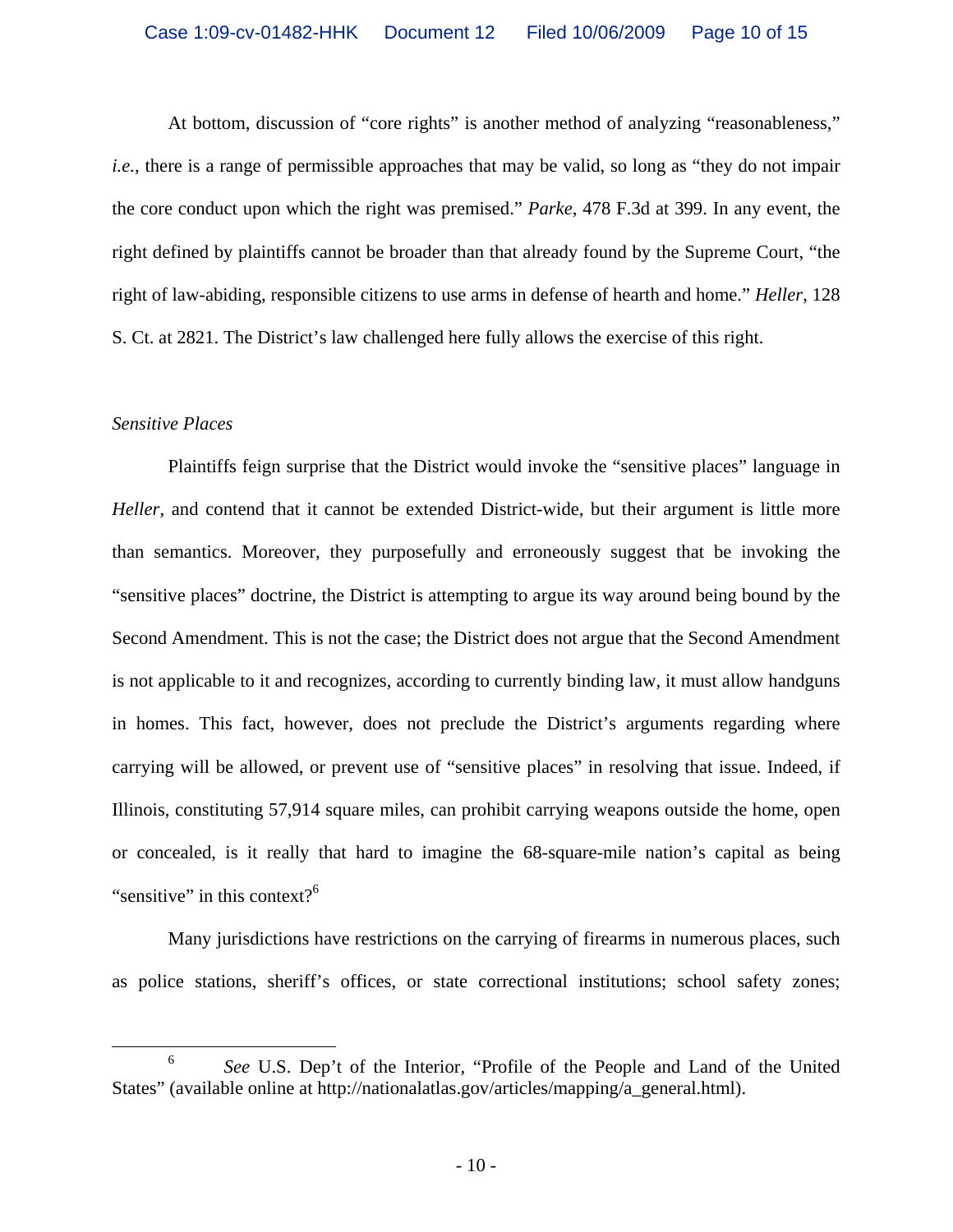At bottom, discussion of "core rights" is another method of analyzing "reasonableness," *i.e.*, there is a range of permissible approaches that may be valid, so long as "they do not impair the core conduct upon which the right was premised." *Parke*, 478 F.3d at 399. In any event, the right defined by plaintiffs cannot be broader than that already found by the Supreme Court, "the right of law-abiding, responsible citizens to use arms in defense of hearth and home." *Heller*, 128 S. Ct. at 2821. The District's law challenged here fully allows the exercise of this right.

*Sensitive Places*

Plaintiffs feign surprise that the District would invoke the "sensitive places" language in *Heller*, and contend that it cannot be extended District-wide, but their argument is little more than semantics. Moreover, they purposefully and erroneously suggest that be invoking the "sensitive places" doctrine, the District is attempting to argue its way around being bound by the Second Amendment. This is not the case; the District does not argue that the Second Amendment is not applicable to it and recognizes, according to currently binding law, it must allow handguns in homes. This fact, however, does not preclude the District's arguments regarding where carrying will be allowed, or prevent use of "sensitive places" in resolving that issue. Indeed, if Illinois, constituting 57,914 square miles, can prohibit carrying weapons outside the home, open or concealed, is it really that hard to imagine the 68-square-mile nation's capital as being "sensitive" in this context?[6]

Many jurisdictions have restrictions on the carrying of firearms in numerous places, such as police stations, sheriff's offices, or state correctional institutions; school safety zones;

---

[6] *See* U.S. Dep't of the Interior, "Profile of the People and Land of the United States" (available online at http://nationalatlas.gov/articles/mapping/a_general.html).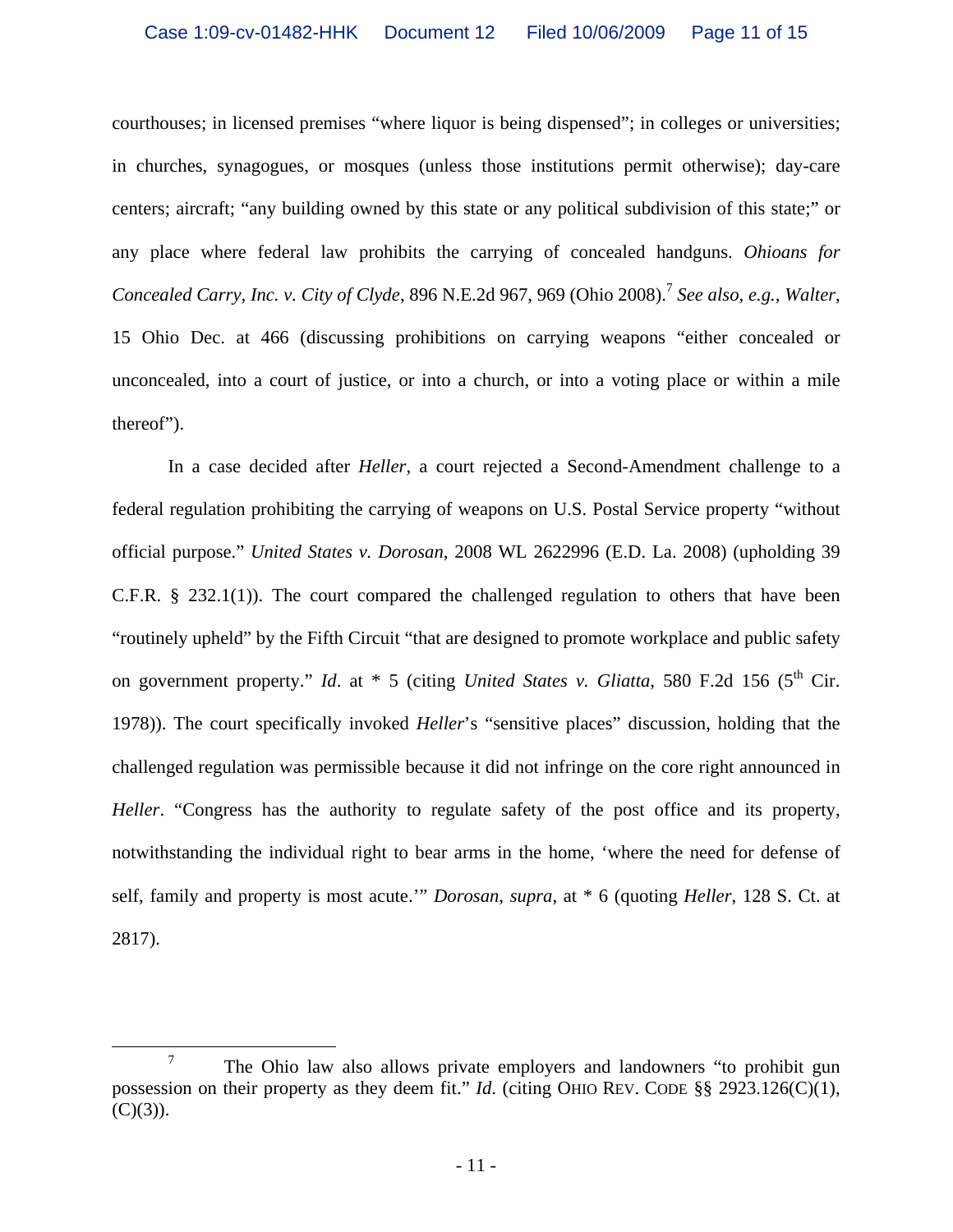courthouses; in licensed premises "where liquor is being dispensed"; in colleges or universities; in churches, synagogues, or mosques (unless those institutions permit otherwise); day-care centers; aircraft; "any building owned by this state or any political subdivision of this state;" or any place where federal law prohibits the carrying of concealed handguns. *Ohioans for Concealed Carry, Inc. v. City of Clyde*, 896 N.E.2d 967, 969 (Ohio 2008).[7] *See also, e.g.*, *Walter*, 15 Ohio Dec. at 466 (discussing prohibitions on carrying weapons "either concealed or unconcealed, into a court of justice, or into a church, or into a voting place or within a mile thereof").

In a case decided after *Heller*, a court rejected a Second-Amendment challenge to a federal regulation prohibiting the carrying of weapons on U.S. Postal Service property "without official purpose." *United States v. Dorosan*, 2008 WL 2622996 (E.D. La. 2008) (upholding 39 C.F.R. § 232.1(1)). The court compared the challenged regulation to others that have been "routinely upheld" by the Fifth Circuit "that are designed to promote workplace and public safety on government property." *Id*. at * 5 (citing *United States v. Gliatta*, 580 F.2d 156 (5th Cir. 1978)). The court specifically invoked *Heller*'s "sensitive places" discussion, holding that the challenged regulation was permissible because it did not infringe on the core right announced in *Heller*. "Congress has the authority to regulate safety of the post office and its property, notwithstanding the individual right to bear arms in the home, 'where the need for defense of self, family and property is most acute.'" *Dorosan*, *supra*, at * 6 (quoting *Heller*, 128 S. Ct. at 2817).

---

[7] The Ohio law also allows private employers and landowners "to prohibit gun possession on their property as they deem fit." *Id.* (citing OHIO REV. CODE §§ 2923.126(C)(1), (C)(3)).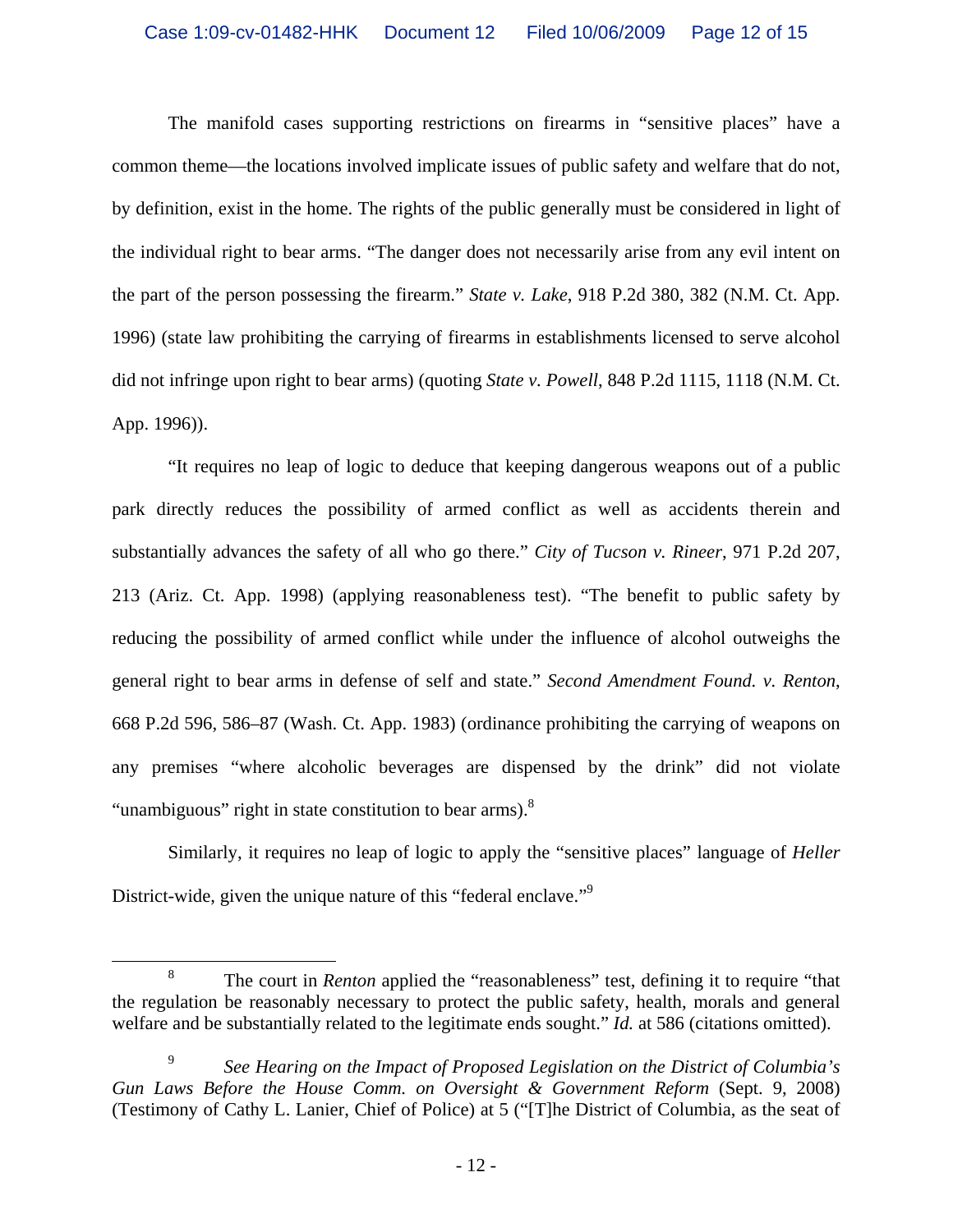The manifold cases supporting restrictions on firearms in "sensitive places" have a common theme—the locations involved implicate issues of public safety and welfare that do not, by definition, exist in the home. The rights of the public generally must be considered in light of the individual right to bear arms. "The danger does not necessarily arise from any evil intent on the part of the person possessing the firearm." *State v. Lake*, 918 P.2d 380, 382 (N.M. Ct. App. 1996) (state law prohibiting the carrying of firearms in establishments licensed to serve alcohol did not infringe upon right to bear arms) (quoting *State v. Powell*, 848 P.2d 1115, 1118 (N.M. Ct. App. 1996)).

"It requires no leap of logic to deduce that keeping dangerous weapons out of a public park directly reduces the possibility of armed conflict as well as accidents therein and substantially advances the safety of all who go there." *City of Tucson v. Rineer*, 971 P.2d 207, 213 (Ariz. Ct. App. 1998) (applying reasonableness test). "The benefit to public safety by reducing the possibility of armed conflict while under the influence of alcohol outweighs the general right to bear arms in defense of self and state." *Second Amendment Found. v. Renton*, 668 P.2d 596, 586–87 (Wash. Ct. App. 1983) (ordinance prohibiting the carrying of weapons on any premises "where alcoholic beverages are dispensed by the drink" did not violate "unambiguous" right in state constitution to bear arms).[8]

Similarly, it requires no leap of logic to apply the "sensitive places" language of *Heller* District-wide, given the unique nature of this "federal enclave."[9]

---

[8] The court in *Renton* applied the "reasonableness" test, defining it to require "that the regulation be reasonably necessary to protect the public safety, health, morals and general welfare and be substantially related to the legitimate ends sought." *Id.* at 586 (citations omitted).

[9] *See Hearing on the Impact of Proposed Legislation on the District of Columbia's Gun Laws Before the House Comm. on Oversight & Government Reform* (Sept. 9, 2008) (Testimony of Cathy L. Lanier, Chief of Police) at 5 ("[T]he District of Columbia, as the seat of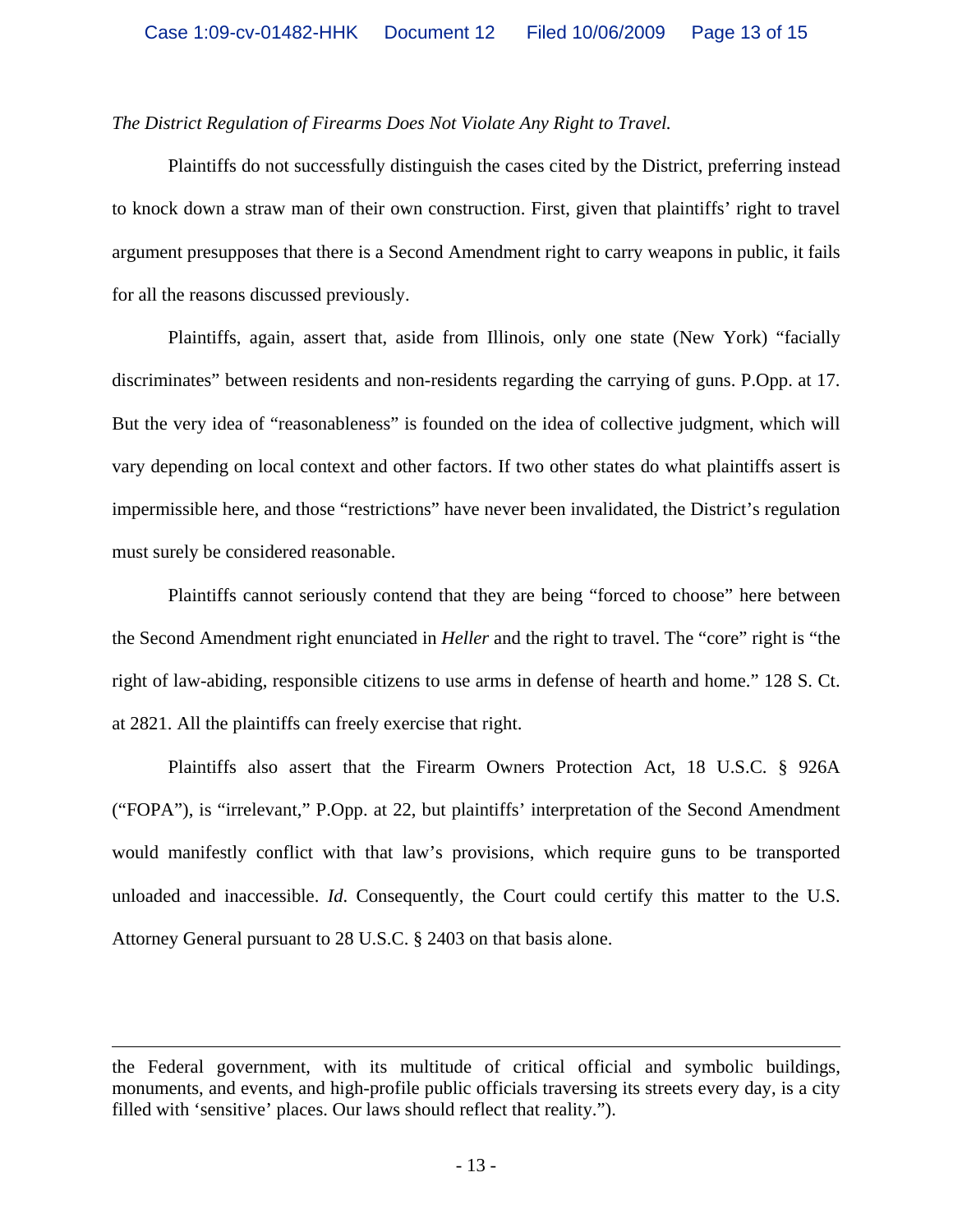*The District Regulation of Firearms Does Not Violate Any Right to Travel.*

Plaintiffs do not successfully distinguish the cases cited by the District, preferring instead to knock down a straw man of their own construction. First, given that plaintiffs' right to travel argument presupposes that there is a Second Amendment right to carry weapons in public, it fails for all the reasons discussed previously.

Plaintiffs, again, assert that, aside from Illinois, only one state (New York) "facially discriminates" between residents and non-residents regarding the carrying of guns. P.Opp. at 17. But the very idea of "reasonableness" is founded on the idea of collective judgment, which will vary depending on local context and other factors. If two other states do what plaintiffs assert is impermissible here, and those "restrictions" have never been invalidated, the District's regulation must surely be considered reasonable.

Plaintiffs cannot seriously contend that they are being "forced to choose" here between the Second Amendment right enunciated in *Heller* and the right to travel. The "core" right is "the right of law-abiding, responsible citizens to use arms in defense of hearth and home." 128 S. Ct. at 2821. All the plaintiffs can freely exercise that right.

Plaintiffs also assert that the Firearm Owners Protection Act, 18 U.S.C. § 926A ("FOPA"), is "irrelevant," P.Opp. at 22, but plaintiffs' interpretation of the Second Amendment would manifestly conflict with that law's provisions, which require guns to be transported unloaded and inaccessible. *Id.* Consequently, the Court could certify this matter to the U.S. Attorney General pursuant to 28 U.S.C. § 2403 on that basis alone.

---

the Federal government, with its multitude of critical official and symbolic buildings, monuments, and events, and high-profile public officials traversing its streets every day, is a city filled with 'sensitive' places. Our laws should reflect that reality.").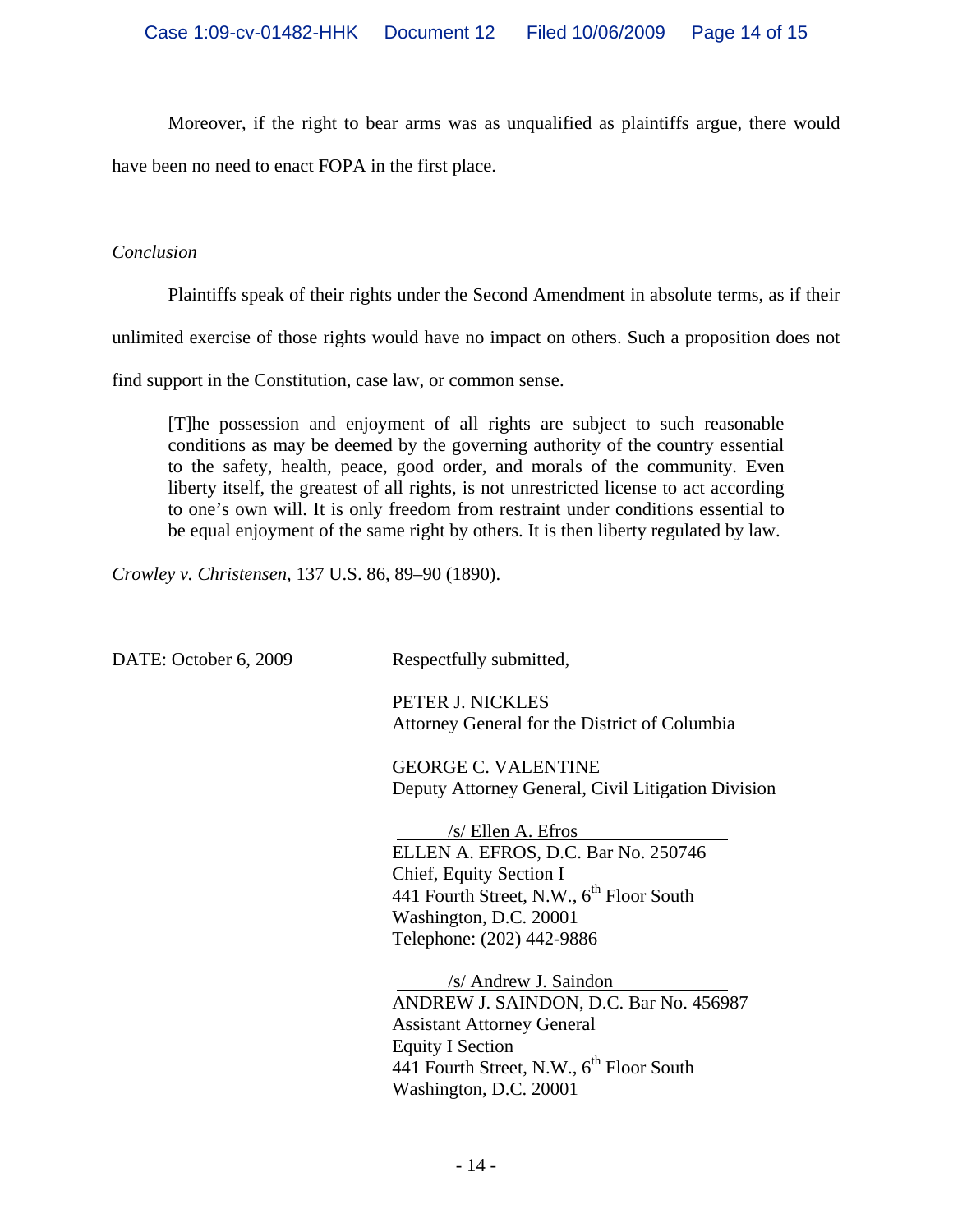Moreover, if the right to bear arms was as unqualified as plaintiffs argue, there would have been no need to enact FOPA in the first place.

*Conclusion*

Plaintiffs speak of their rights under the Second Amendment in absolute terms, as if their unlimited exercise of those rights would have no impact on others. Such a proposition does not find support in the Constitution, case law, or common sense.

> [T]he possession and enjoyment of all rights are subject to such reasonable conditions as may be deemed by the governing authority of the country essential to the safety, health, peace, good order, and morals of the community. Even liberty itself, the greatest of all rights, is not unrestricted license to act according to one's own will. It is only freedom from restraint under conditions essential to be equal enjoyment of the same right by others. It is then liberty regulated by law.

*Crowley v. Christensen*, 137 U.S. 86, 89–90 (1890).

DATE: October 6, 2009

Respectfully submitted,

PETER J. NICKLES
Attorney General for the District of Columbia

GEORGE C. VALENTINE
Deputy Attorney General, Civil Litigation Division

/s/ Ellen A. Efros
ELLEN A. EFROS, D.C. Bar No. 250746
Chief, Equity Section I
441 Fourth Street, N.W., 6th Floor South
Washington, D.C. 20001
Telephone: (202) 442-9886

/s/ Andrew J. Saindon
ANDREW J. SAINDON, D.C. Bar No. 456987
Assistant Attorney General
Equity I Section
441 Fourth Street, N.W., 6th Floor South
Washington, D.C. 20001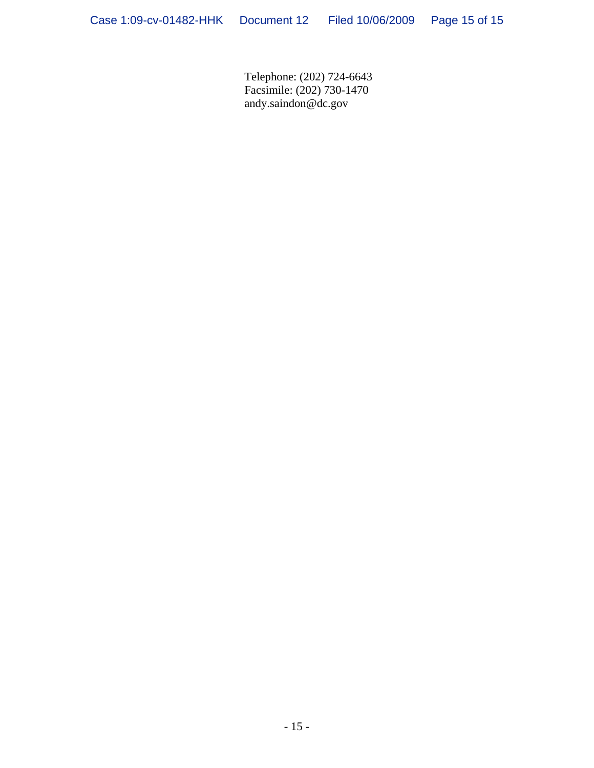Telephone: (202) 724-6643
Facsimile: (202) 730-1470
andy.saindon@dc.gov